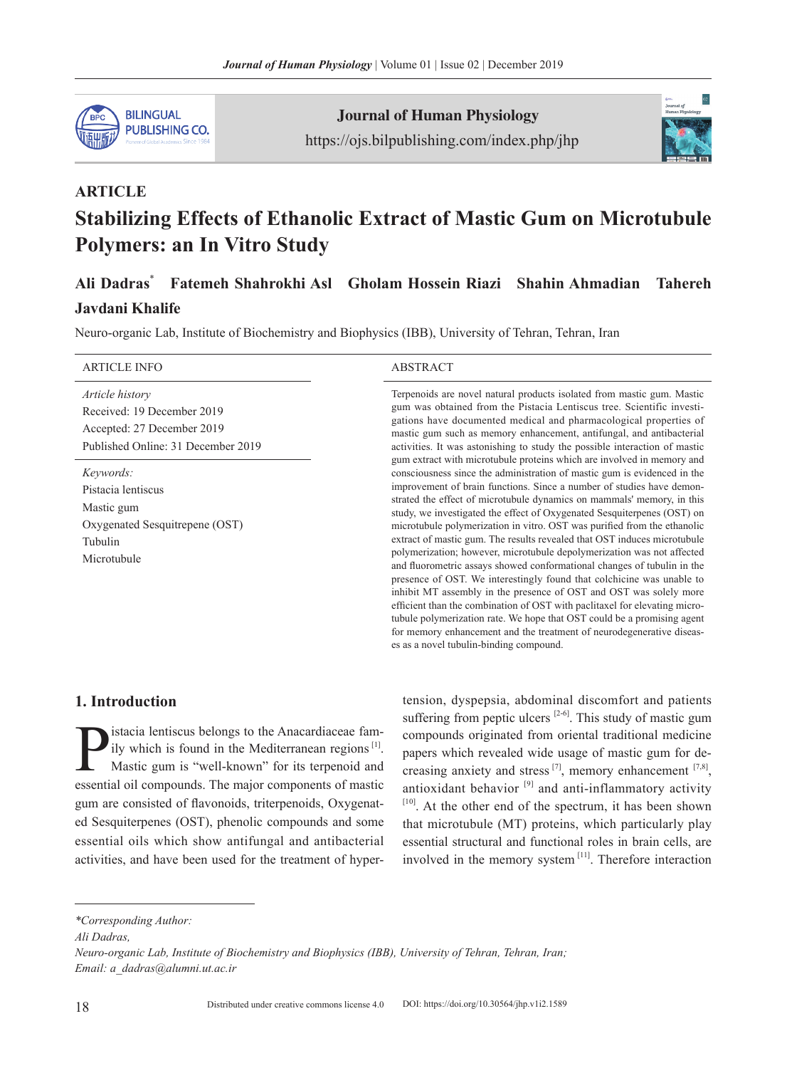ARTICLE

# Stabilizing Effects of Ethanolic Extract of Mastic Gum on Microtubule Polymers: an In Vitro Study

**Ali Dadras*** **Fatemeh Shahrokhi Asl** **Gholam Hossein Riazi** **Shahin Ahmadian** **Tahereh Javdani Khalife**

Neuro-organic Lab, Institute of Biochemistry and Biophysics (IBB), University of Tehran, Tehran, Iran

**ARTICLE INFO**

*Article history*
Received: 19 December 2019
Accepted: 27 December 2019
Published Online: 31 December 2019

*Keywords:*
Pistacia lentiscus
Mastic gum
Oxygenated Sesquitrepene (OST)
Tubulin
Microtubule

**ABSTRACT**

Terpenoids are novel natural products isolated from mastic gum. Mastic gum was obtained from the Pistacia Lentiscus tree. Scientific investigations have documented medical and pharmacological properties of mastic gum such as memory enhancement, antifungal, and antibacterial activities. It was astonishing to study the possible interaction of mastic gum extract with microtubule proteins which are involved in memory and consciousness since the administration of mastic gum is evidenced in the improvement of brain functions. Since a number of studies have demonstrated the effect of microtubule dynamics on mammals' memory, in this study, we investigated the effect of Oxygenated Sesquiterpenes (OST) on microtubule polymerization in vitro. OST was purified from the ethanolic extract of mastic gum. The results revealed that OST induces microtubule polymerization; however, microtubule depolymerization was not affected and fluorometric assays showed conformational changes of tubulin in the presence of OST. We interestingly found that colchicine was unable to inhibit MT assembly in the presence of OST and OST was solely more efficient than the combination of OST with paclitaxel for elevating microtubule polymerization rate. We hope that OST could be a promising agent for memory enhancement and the treatment of neurodegenerative diseases as a novel tubulin-binding compound.

## 1. Introduction

Pistacia lentiscus belongs to the Anacardiaceae family which is found in the Mediterranean regions [1]. Mastic gum is "well-known" for its terpenoid and essential oil compounds. The major components of mastic gum are consisted of flavonoids, triterpenoids, Oxygenated Sesquiterpenes (OST), phenolic compounds and some essential oils which show antifungal and antibacterial activities, and have been used for the treatment of hypertension, dyspepsia, abdominal discomfort and patients suffering from peptic ulcers [2-6]. This study of mastic gum compounds originated from oriental traditional medicine papers which revealed wide usage of mastic gum for decreasing anxiety and stress [7], memory enhancement [7,8], antioxidant behavior [9] and anti-inflammatory activity [10]. At the other end of the spectrum, it has been shown that microtubule (MT) proteins, which particularly play essential structural and functional roles in brain cells, are involved in the memory system [11]. Therefore interaction

*Corresponding Author:*
*Ali Dadras,*
*Neuro-organic Lab, Institute of Biochemistry and Biophysics (IBB), University of Tehran, Tehran, Iran;*
*Email: a_dadras@alumni.ut.ac.ir*

Distributed under creative commons license 4.0 DOI: https://doi.org/10.30564/jhp.v1i2.1589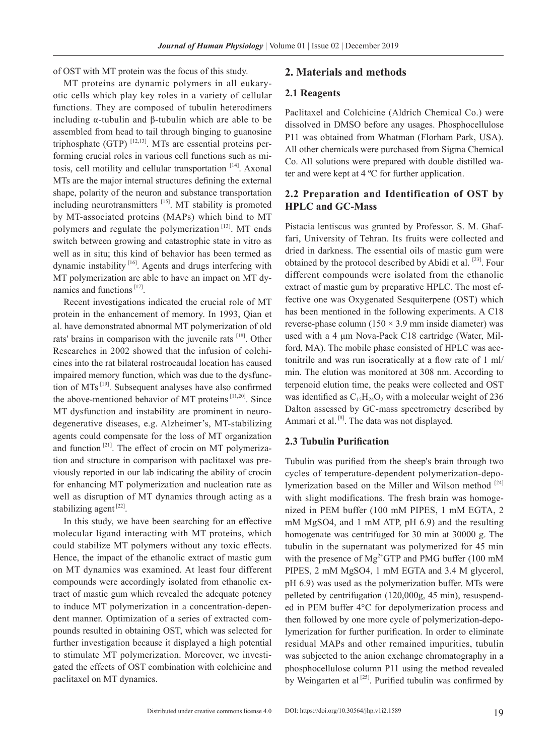of OST with MT protein was the focus of this study.

MT proteins are dynamic polymers in all eukaryotic cells which play key roles in a variety of cellular functions. They are composed of tubulin heterodimers including α-tubulin and β-tubulin which are able to be assembled from head to tail through binging to guanosine triphosphate (GTP) [12,13]. MTs are essential proteins performing crucial roles in various cell functions such as mitosis, cell motility and cellular transportation [14]. Axonal MTs are the major internal structures defining the external shape, polarity of the neuron and substance transportation including neurotransmitters [15]. MT stability is promoted by MT-associated proteins (MAPs) which bind to MT polymers and regulate the polymerization [13]. MT ends switch between growing and catastrophic state in vitro as well as in situ; this kind of behavior has been termed as dynamic instability [16]. Agents and drugs interfering with MT polymerization are able to have an impact on MT dynamics and functions [17].

Recent investigations indicated the crucial role of MT protein in the enhancement of memory. In 1993, Qian et al. have demonstrated abnormal MT polymerization of old rats' brains in comparison with the juvenile rats [18]. Other Researches in 2002 showed that the infusion of colchicines into the rat bilateral rostrocaudal location has caused impaired memory function, which was due to the dysfunction of MTs [19]. Subsequent analyses have also confirmed the above-mentioned behavior of MT proteins [11,20]. Since MT dysfunction and instability are prominent in neurodegenerative diseases, e.g. Alzheimer's, MT-stabilizing agents could compensate for the loss of MT organization and function [21]. The effect of crocin on MT polymerization and structure in comparison with paclitaxel was previously reported in our lab indicating the ability of crocin for enhancing MT polymerization and nucleation rate as well as disruption of MT dynamics through acting as a stabilizing agent [22].

In this study, we have been searching for an effective molecular ligand interacting with MT proteins, which could stabilize MT polymers without any toxic effects. Hence, the impact of the ethanolic extract of mastic gum on MT dynamics was examined. At least four different compounds were accordingly isolated from ethanolic extract of mastic gum which revealed the adequate potency to induce MT polymerization in a concentration-dependent manner. Optimization of a series of extracted compounds resulted in obtaining OST, which was selected for further investigation because it displayed a high potential to stimulate MT polymerization. Moreover, we investigated the effects of OST combination with colchicine and paclitaxel on MT dynamics.

## 2. Materials and methods

### 2.1 Reagents

Paclitaxel and Colchicine (Aldrich Chemical Co.) were dissolved in DMSO before any usages. Phosphocellulose P11 was obtained from Whatman (Florham Park, USA). All other chemicals were purchased from Sigma Chemical Co. All solutions were prepared with double distilled water and were kept at 4 ºC for further application.

### 2.2 Preparation and Identification of OST by HPLC and GC-Mass

Pistacia lentiscus was granted by Professor. S. M. Ghaffari, University of Tehran. Its fruits were collected and dried in darkness. The essential oils of mastic gum were obtained by the protocol described by Abidi et al. [23]. Four different compounds were isolated from the ethanolic extract of mastic gum by preparative HPLC. The most effective one was Oxygenated Sesquiterpene (OST) which has been mentioned in the following experiments. A C18 reverse-phase column (150 × 3.9 mm inside diameter) was used with a 4 μm Nova-Pack C18 cartridge (Water, Milford, MA). The mobile phase consisted of HPLC was acetonitrile and was run isocratically at a flow rate of 1 ml/min. The elution was monitored at 308 nm. According to terpenoid elution time, the peaks were collected and OST was identified as $C_{15}H_{24}O_2$ with a molecular weight of 236 Dalton assessed by GC-mass spectrometry described by Ammari et al. [8]. The data was not displayed.

### 2.3 Tubulin Purification

Tubulin was purified from the sheep's brain through two cycles of temperature-dependent polymerization-depolymerization based on the Miller and Wilson method [24] with slight modifications. The fresh brain was homogenized in PEM buffer (100 mM PIPES, 1 mM EGTA, 2 mM MgSO4, and 1 mM ATP, pH 6.9) and the resulting homogenate was centrifuged for 30 min at 30000 g. The tubulin in the supernatant was polymerized for 45 min with the presence of $Mg^{2+}$GTP and PMG buffer (100 mM PIPES, 2 mM MgSO4, 1 mM EGTA and 3.4 M glycerol, pH 6.9) was used as the polymerization buffer. MTs were pelleted by centrifugation (120,000g, 45 min), resuspended in PEM buffer 4°C for depolymerization process and then followed by one more cycle of polymerization-depolymerization for further purification. In order to eliminate residual MAPs and other remained impurities, tubulin was subjected to the anion exchange chromatography in a phosphocellulose column P11 using the method revealed by Weingarten et al [25]. Purified tubulin was confirmed by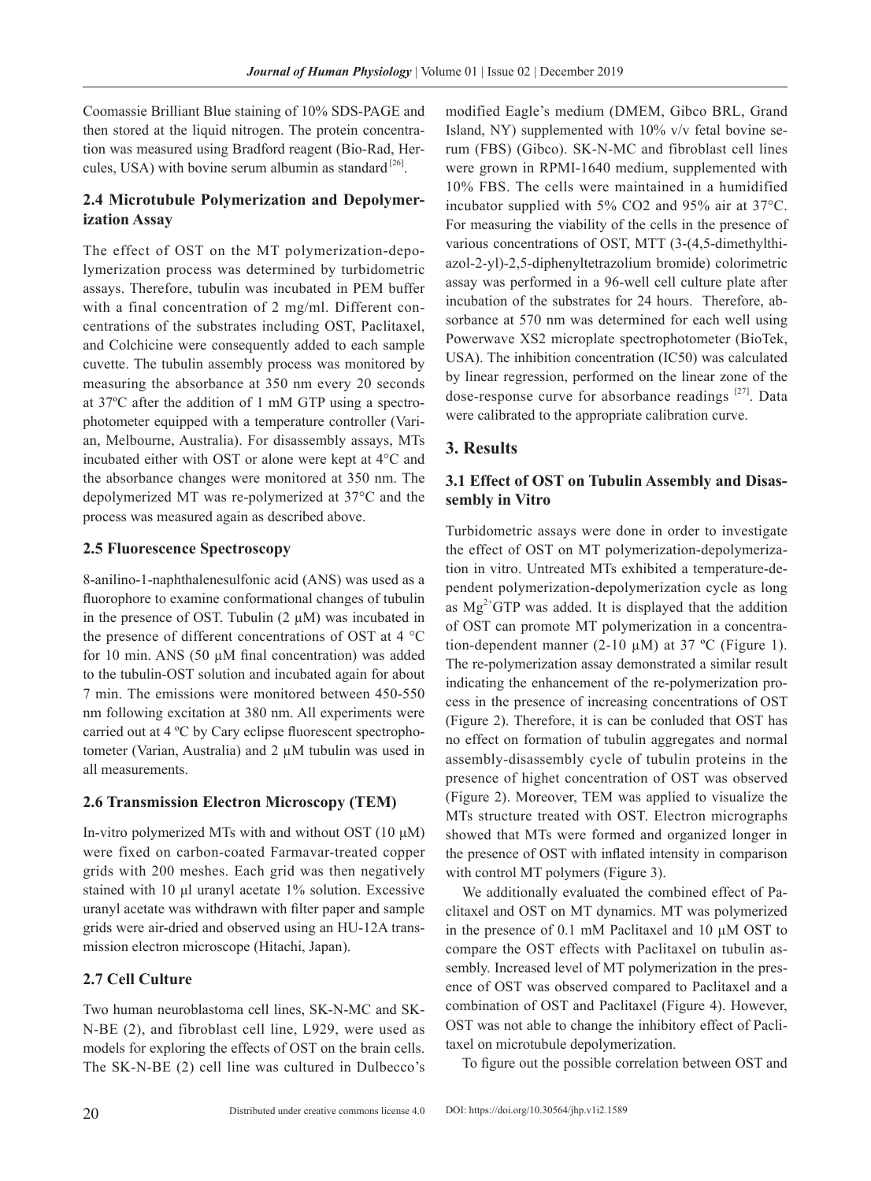Coomassie Brilliant Blue staining of 10% SDS-PAGE and then stored at the liquid nitrogen. The protein concentration was measured using Bradford reagent (Bio-Rad, Hercules, USA) with bovine serum albumin as standard [26].

### 2.4 Microtubule Polymerization and Depolymerization Assay

The effect of OST on the MT polymerization-depolymerization process was determined by turbidometric assays. Therefore, tubulin was incubated in PEM buffer with a final concentration of 2 mg/ml. Different concentrations of the substrates including OST, Paclitaxel, and Colchicine were consequently added to each sample cuvette. The tubulin assembly process was monitored by measuring the absorbance at 350 nm every 20 seconds at 37ºC after the addition of 1 mM GTP using a spectrophotometer equipped with a temperature controller (Varian, Melbourne, Australia). For disassembly assays, MTs incubated either with OST or alone were kept at 4°C and the absorbance changes were monitored at 350 nm. The depolymerized MT was re-polymerized at 37°C and the process was measured again as described above.

### 2.5 Fluorescence Spectroscopy

8-anilino-1-naphthalenesulfonic acid (ANS) was used as a fluorophore to examine conformational changes of tubulin in the presence of OST. Tubulin (2 μM) was incubated in the presence of different concentrations of OST at 4 °C for 10 min. ANS (50 μM final concentration) was added to the tubulin-OST solution and incubated again for about 7 min. The emissions were monitored between 450-550 nm following excitation at 380 nm. All experiments were carried out at 4 ºC by Cary eclipse fluorescent spectrophotometer (Varian, Australia) and 2 μM tubulin was used in all measurements.

### 2.6 Transmission Electron Microscopy (TEM)

In-vitro polymerized MTs with and without OST (10 μM) were fixed on carbon-coated Farmavar-treated copper grids with 200 meshes. Each grid was then negatively stained with 10 μl uranyl acetate 1% solution. Excessive uranyl acetate was withdrawn with filter paper and sample grids were air-dried and observed using an HU-12A transmission electron microscope (Hitachi, Japan).

### 2.7 Cell Culture

Two human neuroblastoma cell lines, SK-N-MC and SK-N-BE (2), and fibroblast cell line, L929, were used as models for exploring the effects of OST on the brain cells. The SK-N-BE (2) cell line was cultured in Dulbecco's modified Eagle's medium (DMEM, Gibco BRL, Grand Island, NY) supplemented with 10% v/v fetal bovine serum (FBS) (Gibco). SK-N-MC and fibroblast cell lines were grown in RPMI-1640 medium, supplemented with 10% FBS. The cells were maintained in a humidified incubator supplied with 5% CO2 and 95% air at 37°C. For measuring the viability of the cells in the presence of various concentrations of OST, MTT (3-(4,5-dimethylthiazol-2-yl)-2,5-diphenyltetrazolium bromide) colorimetric assay was performed in a 96-well cell culture plate after incubation of the substrates for 24 hours. Therefore, absorbance at 570 nm was determined for each well using Powerwave XS2 microplate spectrophotometer (BioTek, USA). The inhibition concentration (IC50) was calculated by linear regression, performed on the linear zone of the dose-response curve for absorbance readings [27]. Data were calibrated to the appropriate calibration curve.

## 3. Results

### 3.1 Effect of OST on Tubulin Assembly and Disassembly in Vitro

Turbidometric assays were done in order to investigate the effect of OST on MT polymerization-depolymerization in vitro. Untreated MTs exhibited a temperature-dependent polymerization-depolymerization cycle as long as $Mg^{2+}$GTP was added. It is displayed that the addition of OST can promote MT polymerization in a concentration-dependent manner (2-10 μM) at 37 ºC (Figure 1). The re-polymerization assay demonstrated a similar result indicating the enhancement of the re-polymerization process in the presence of increasing concentrations of OST (Figure 2). Therefore, it is can be conluded that OST has no effect on formation of tubulin aggregates and normal assembly-disassembly cycle of tubulin proteins in the presence of highet concentration of OST was observed (Figure 2). Moreover, TEM was applied to visualize the MTs structure treated with OST. Electron micrographs showed that MTs were formed and organized longer in the presence of OST with inflated intensity in comparison with control MT polymers (Figure 3).

We additionally evaluated the combined effect of Paclitaxel and OST on MT dynamics. MT was polymerized in the presence of 0.1 mM Paclitaxel and 10 μM OST to compare the OST effects with Paclitaxel on tubulin assembly. Increased level of MT polymerization in the presence of OST was observed compared to Paclitaxel and a combination of OST and Paclitaxel (Figure 4). However, OST was not able to change the inhibitory effect of Paclitaxel on microtubule depolymerization.

To figure out the possible correlation between OST and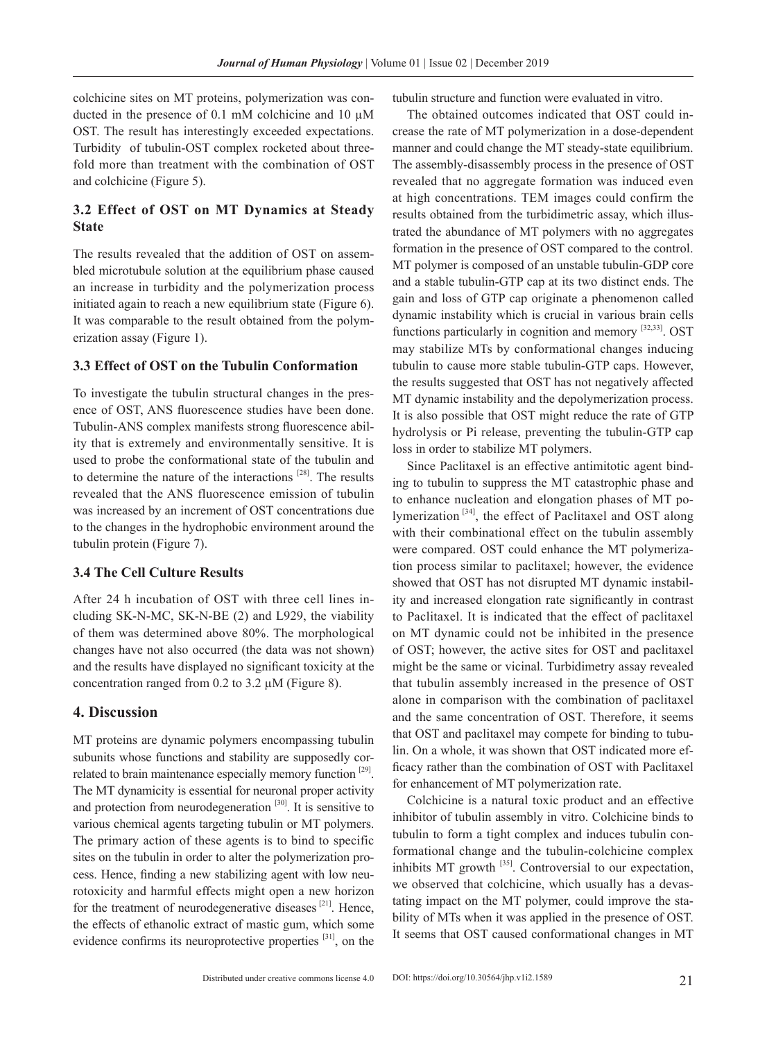colchicine sites on MT proteins, polymerization was conducted in the presence of 0.1 mM colchicine and 10 μM OST. The result has interestingly exceeded expectations. Turbidity of tubulin-OST complex rocketed about three-fold more than treatment with the combination of OST and colchicine (Figure 5).

### 3.2 Effect of OST on MT Dynamics at Steady State

The results revealed that the addition of OST on assembled microtubule solution at the equilibrium phase caused an increase in turbidity and the polymerization process initiated again to reach a new equilibrium state (Figure 6). It was comparable to the result obtained from the polymerization assay (Figure 1).

### 3.3 Effect of OST on the Tubulin Conformation

To investigate the tubulin structural changes in the presence of OST, ANS fluorescence studies have been done. Tubulin-ANS complex manifests strong fluorescence ability that is extremely and environmentally sensitive. It is used to probe the conformational state of the tubulin and to determine the nature of the interactions [28]. The results revealed that the ANS fluorescence emission of tubulin was increased by an increment of OST concentrations due to the changes in the hydrophobic environment around the tubulin protein (Figure 7).

### 3.4 The Cell Culture Results

After 24 h incubation of OST with three cell lines including SK-N-MC, SK-N-BE (2) and L929, the viability of them was determined above 80%. The morphological changes have not also occurred (the data was not shown) and the results have displayed no significant toxicity at the concentration ranged from 0.2 to 3.2 μM (Figure 8).

## 4. Discussion

MT proteins are dynamic polymers encompassing tubulin subunits whose functions and stability are supposedly correlated to brain maintenance especially memory function [29]. The MT dynamicity is essential for neuronal proper activity and protection from neurodegeneration [30]. It is sensitive to various chemical agents targeting tubulin or MT polymers. The primary action of these agents is to bind to specific sites on the tubulin in order to alter the polymerization process. Hence, finding a new stabilizing agent with low neurotoxicity and harmful effects might open a new horizon for the treatment of neurodegenerative diseases [21]. Hence, the effects of ethanolic extract of mastic gum, which some evidence confirms its neuroprotective properties [31], on the tubulin structure and function were evaluated in vitro.

The obtained outcomes indicated that OST could increase the rate of MT polymerization in a dose-dependent manner and could change the MT steady-state equilibrium. The assembly-disassembly process in the presence of OST revealed that no aggregate formation was induced even at high concentrations. TEM images could confirm the results obtained from the turbidimetric assay, which illustrated the abundance of MT polymers with no aggregates formation in the presence of OST compared to the control. MT polymer is composed of an unstable tubulin-GDP core and a stable tubulin-GTP cap at its two distinct ends. The gain and loss of GTP cap originate a phenomenon called dynamic instability which is crucial in various brain cells functions particularly in cognition and memory [32,33]. OST may stabilize MTs by conformational changes inducing tubulin to cause more stable tubulin-GTP caps. However, the results suggested that OST has not negatively affected MT dynamic instability and the depolymerization process. It is also possible that OST might reduce the rate of GTP hydrolysis or Pi release, preventing the tubulin-GTP cap loss in order to stabilize MT polymers.

Since Paclitaxel is an effective antimitotic agent binding to tubulin to suppress the MT catastrophic phase and to enhance nucleation and elongation phases of MT polymerization [34], the effect of Paclitaxel and OST along with their combinational effect on the tubulin assembly were compared. OST could enhance the MT polymerization process similar to paclitaxel; however, the evidence showed that OST has not disrupted MT dynamic instability and increased elongation rate significantly in contrast to Paclitaxel. It is indicated that the effect of paclitaxel on MT dynamic could not be inhibited in the presence of OST; however, the active sites for OST and paclitaxel might be the same or vicinal. Turbidimetry assay revealed that tubulin assembly increased in the presence of OST alone in comparison with the combination of paclitaxel and the same concentration of OST. Therefore, it seems that OST and paclitaxel may compete for binding to tubulin. On a whole, it was shown that OST indicated more efficacy rather than the combination of OST with Paclitaxel for enhancement of MT polymerization rate.

Colchicine is a natural toxic product and an effective inhibitor of tubulin assembly in vitro. Colchicine binds to tubulin to form a tight complex and induces tubulin conformational change and the tubulin-colchicine complex inhibits MT growth [35]. Controversial to our expectation, we observed that colchicine, which usually has a devastating impact on the MT polymer, could improve the stability of MTs when it was applied in the presence of OST. It seems that OST caused conformational changes in MT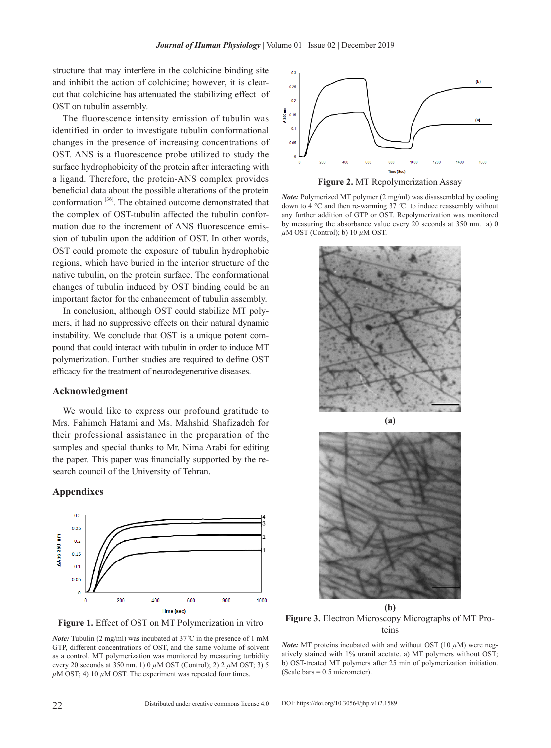structure that may interfere in the colchicine binding site and inhibit the action of colchicine; however, it is clear-cut that colchicine has attenuated the stabilizing effect of OST on tubulin assembly.

The fluorescence intensity emission of tubulin was identified in order to investigate tubulin conformational changes in the presence of increasing concentrations of OST. ANS is a fluorescence probe utilized to study the surface hydrophobicity of the protein after interacting with a ligand. Therefore, the protein-ANS complex provides beneficial data about the possible alterations of the protein conformation [36]. The obtained outcome demonstrated that the complex of OST-tubulin affected the tubulin conformation due to the increment of ANS fluorescence emission of tubulin upon the addition of OST. In other words, OST could promote the exposure of tubulin hydrophobic regions, which have buried in the interior structure of the native tubulin, on the protein surface. The conformational changes of tubulin induced by OST binding could be an important factor for the enhancement of tubulin assembly.

In conclusion, although OST could stabilize MT polymers, it had no suppressive effects on their natural dynamic instability. We conclude that OST is a unique potent compound that could interact with tubulin in order to induce MT polymerization. Further studies are required to define OST efficacy for the treatment of neurodegenerative diseases.

## Acknowledgment

We would like to express our profound gratitude to Mrs. Fahimeh Hatami and Ms. Mahshid Shafizadeh for their professional assistance in the preparation of the samples and special thanks to Mr. Nima Arabi for editing the paper. This paper was financially supported by the research council of the University of Tehran.

## Appendixes

**Figure 1.** Effect of OST on MT Polymerization in vitro

*Note:* Tubulin (2 mg/ml) was incubated at 37℃ in the presence of 1 mM GTP, different concentrations of OST, and the same volume of solvent as a control. MT polymerization was monitored by measuring turbidity every 20 seconds at 350 nm. 1) 0 $\mu$M OST (Control); 2) 2 $\mu$M OST; 3) 5 $\mu$M OST; 4) 10 $\mu$M OST. The experiment was repeated four times.

**Figure 2.** MT Repolymerization Assay

*Note:* Polymerized MT polymer (2 mg/ml) was disassembled by cooling down to 4 ℃ and then re-warming 37 ℃ to induce reassembly without any further addition of GTP or OST. Repolymerization was monitored by measuring the absorbance value every 20 seconds at 350 nm. a) 0 $\mu$M OST (Control); b) 10 $\mu$M OST.

(a)

(b)

**Figure 3.** Electron Microscopy Micrographs of MT Proteins

*Note:* MT proteins incubated with and without OST (10 $\mu$M) were negatively stained with 1% uranil acetate. a) MT polymers without OST; b) OST-treated MT polymers after 25 min of polymerization initiation. (Scale bars = 0.5 micrometer).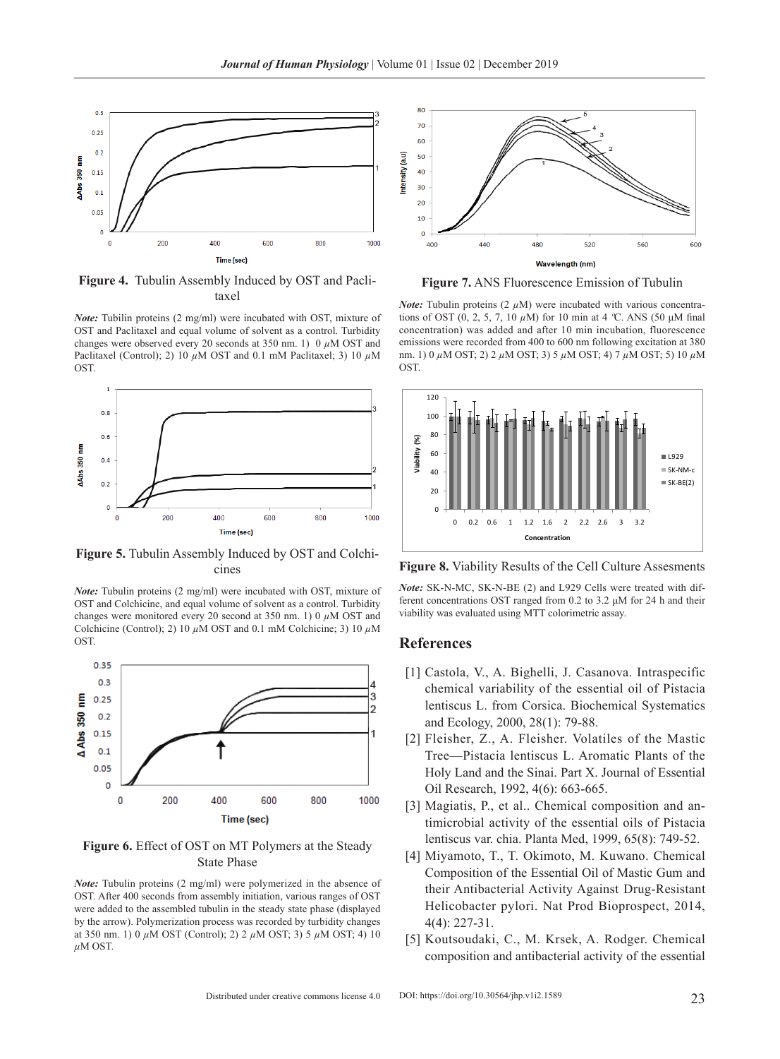**Figure 4.** Tubulin Assembly Induced by OST and Paclitaxel

*Note:* Tubilin proteins (2 mg/ml) were incubated with OST, mixture of OST and Paclitaxel and equal volume of solvent as a control. Turbidity changes were observed every 20 seconds at 350 nm. 1) 0 $\mu$M OST and Paclitaxel (Control); 2) 10 $\mu$M OST and 0.1 mM Paclitaxel; 3) 10 $\mu$M OST.

**Figure 5.** Tubulin Assembly Induced by OST and Colchicines

*Note:* Tubulin proteins (2 mg/ml) were incubated with OST, mixture of OST and Colchicine, and equal volume of solvent as a control. Turbidity changes were monitored every 20 second at 350 nm. 1) 0 $\mu$M OST and Colchicine (Control); 2) 10 $\mu$M OST and 0.1 mM Colchicine; 3) 10 $\mu$M OST.

**Figure 6.** Effect of OST on MT Polymers at the Steady State Phase

*Note:* Tubulin proteins (2 mg/ml) were polymerized in the absence of OST. After 400 seconds from assembly initiation, various ranges of OST were added to the assembled tubulin in the steady state phase (displayed by the arrow). Polymerization process was recorded by turbidity changes at 350 nm. 1) 0 $\mu$M OST (Control); 2) 2 $\mu$M OST; 3) 5 $\mu$M OST; 4) 10 $\mu$M OST.

**Figure 7.** ANS Fluorescence Emission of Tubulin

*Note:* Tubulin proteins (2 $\mu$M) were incubated with various concentrations of OST (0, 2, 5, 7, 10 $\mu$M) for 10 min at 4 ℃. ANS (50 μM final concentration) was added and after 10 min incubation, fluorescence emissions were recorded from 400 to 600 nm following excitation at 380 nm. 1) 0 $\mu$M OST; 2) 2 $\mu$M OST; 3) 5 $\mu$M OST; 4) 7 $\mu$M OST; 5) 10 $\mu$M OST.

**Figure 8.** Viability Results of the Cell Culture Assessments

*Note:* SK-N-MC, SK-N-BE (2) and L929 Cells were treated with different concentrations OST ranged from 0.2 to 3.2 μM for 24 h and their viability was evaluated using MTT colorimetric assay.

## References

[1] Castola, V., A. Bighelli, J. Casanova. Intraspecific chemical variability of the essential oil of Pistacia lentiscus L. from Corsica. Biochemical Systematics and Ecology, 2000, 28(1): 79-88.

[2] Fleisher, Z., A. Fleisher. Volatiles of the Mastic Tree—Pistacia lentiscus L. Aromatic Plants of the Holy Land and the Sinai. Part X. Journal of Essential Oil Research, 1992, 4(6): 663-665.

[3] Magiatis, P., et al.. Chemical composition and antimicrobial activity of the essential oils of Pistacia lentiscus var. chia. Planta Med, 1999, 65(8): 749-52.

[4] Miyamoto, T., T. Okimoto, M. Kuwano. Chemical Composition of the Essential Oil of Mastic Gum and their Antibacterial Activity Against Drug-Resistant Helicobacter pylori. Nat Prod Bioprospect, 2014, 4(4): 227-31.

[5] Koutsoudaki, C., M. Krsek, A. Rodger. Chemical composition and antibacterial activity of the essential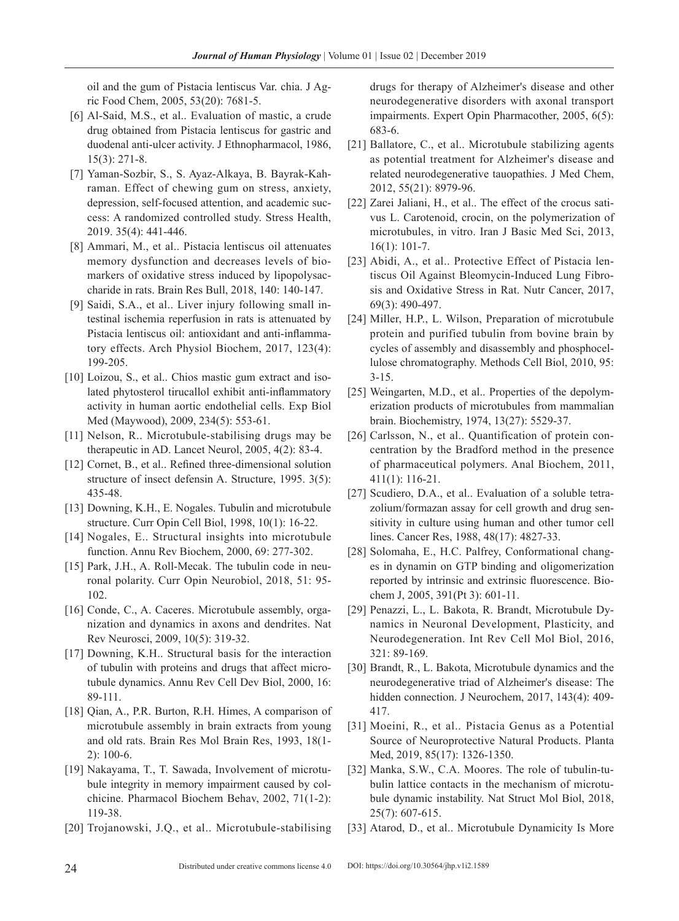oil and the gum of Pistacia lentiscus Var. chia. J Agric Food Chem, 2005, 53(20): 7681-5.

[6] Al-Said, M.S., et al.. Evaluation of mastic, a crude drug obtained from Pistacia lentiscus for gastric and duodenal anti-ulcer activity. J Ethnopharmacol, 1986, 15(3): 271-8.

[7] Yaman-Sozbir, S., S. Ayaz-Alkaya, B. Bayrak-Kahraman. Effect of chewing gum on stress, anxiety, depression, self-focused attention, and academic success: A randomized controlled study. Stress Health, 2019. 35(4): 441-446.

[8] Ammari, M., et al.. Pistacia lentiscus oil attenuates memory dysfunction and decreases levels of biomarkers of oxidative stress induced by lipopolysaccharide in rats. Brain Res Bull, 2018, 140: 140-147.

[9] Saidi, S.A., et al.. Liver injury following small intestinal ischemia reperfusion in rats is attenuated by Pistacia lentiscus oil: antioxidant and anti-inflammatory effects. Arch Physiol Biochem, 2017, 123(4): 199-205.

[10] Loizou, S., et al.. Chios mastic gum extract and isolated phytosterol tirucallol exhibit anti-inflammatory activity in human aortic endothelial cells. Exp Biol Med (Maywood), 2009, 234(5): 553-61.

[11] Nelson, R.. Microtubule-stabilising drugs may be therapeutic in AD. Lancet Neurol, 2005, 4(2): 83-4.

[12] Cornet, B., et al.. Refined three-dimensional solution structure of insect defensin A. Structure, 1995. 3(5): 435-48.

[13] Downing, K.H., E. Nogales. Tubulin and microtubule structure. Curr Opin Cell Biol, 1998, 10(1): 16-22.

[14] Nogales, E.. Structural insights into microtubule function. Annu Rev Biochem, 2000, 69: 277-302.

[15] Park, J.H., A. Roll-Mecak. The tubulin code in neuronal polarity. Curr Opin Neurobiol, 2018, 51: 95-102.

[16] Conde, C., A. Caceres. Microtubule assembly, organization and dynamics in axons and dendrites. Nat Rev Neurosci, 2009, 10(5): 319-32.

[17] Downing, K.H.. Structural basis for the interaction of tubulin with proteins and drugs that affect microtubule dynamics. Annu Rev Cell Dev Biol, 2000, 16: 89-111.

[18] Qian, A., P.R. Burton, R.H. Himes, A comparison of microtubule assembly in brain extracts from young and old rats. Brain Res Mol Brain Res, 1993, 18(1-2): 100-6.

[19] Nakayama, T., T. Sawada, Involvement of microtubule integrity in memory impairment caused by colchicine. Pharmacol Biochem Behav, 2002, 71(1-2): 119-38.

[20] Trojanowski, J.Q., et al.. Microtubule-stabilising drugs for therapy of Alzheimer's disease and other neurodegenerative disorders with axonal transport impairments. Expert Opin Pharmacother, 2005, 6(5): 683-6.

[21] Ballatore, C., et al.. Microtubule stabilizing agents as potential treatment for Alzheimer's disease and related neurodegenerative tauopathies. J Med Chem, 2012, 55(21): 8979-96.

[22] Zarei Jaliani, H., et al.. The effect of the crocus sativus L. Carotenoid, crocin, on the polymerization of microtubules, in vitro. Iran J Basic Med Sci, 2013, 16(1): 101-7.

[23] Abidi, A., et al.. Protective Effect of Pistacia lentiscus Oil Against Bleomycin-Induced Lung Fibrosis and Oxidative Stress in Rat. Nutr Cancer, 2017, 69(3): 490-497.

[24] Miller, H.P., L. Wilson, Preparation of microtubule protein and purified tubulin from bovine brain by cycles of assembly and disassembly and phosphocellulose chromatography. Methods Cell Biol, 2010, 95: 3-15.

[25] Weingarten, M.D., et al.. Properties of the depolymerization products of microtubules from mammalian brain. Biochemistry, 1974, 13(27): 5529-37.

[26] Carlsson, N., et al.. Quantification of protein concentration by the Bradford method in the presence of pharmaceutical polymers. Anal Biochem, 2011, 411(1): 116-21.

[27] Scudiero, D.A., et al.. Evaluation of a soluble tetrazolium/formazan assay for cell growth and drug sensitivity in culture using human and other tumor cell lines. Cancer Res, 1988, 48(17): 4827-33.

[28] Solomaha, E., H.C. Palfrey, Conformational changes in dynamin on GTP binding and oligomerization reported by intrinsic and extrinsic fluorescence. Biochem J, 2005, 391(Pt 3): 601-11.

[29] Penazzi, L., L. Bakota, R. Brandt, Microtubule Dynamics in Neuronal Development, Plasticity, and Neurodegeneration. Int Rev Cell Mol Biol, 2016, 321: 89-169.

[30] Brandt, R., L. Bakota, Microtubule dynamics and the neurodegenerative triad of Alzheimer's disease: The hidden connection. J Neurochem, 2017, 143(4): 409-417.

[31] Moeini, R., et al.. Pistacia Genus as a Potential Source of Neuroprotective Natural Products. Planta Med, 2019, 85(17): 1326-1350.

[32] Manka, S.W., C.A. Moores. The role of tubulin-tubulin lattice contacts in the mechanism of microtubule dynamic instability. Nat Struct Mol Biol, 2018, 25(7): 607-615.

[33] Atarod, D., et al.. Microtubule Dynamicity Is More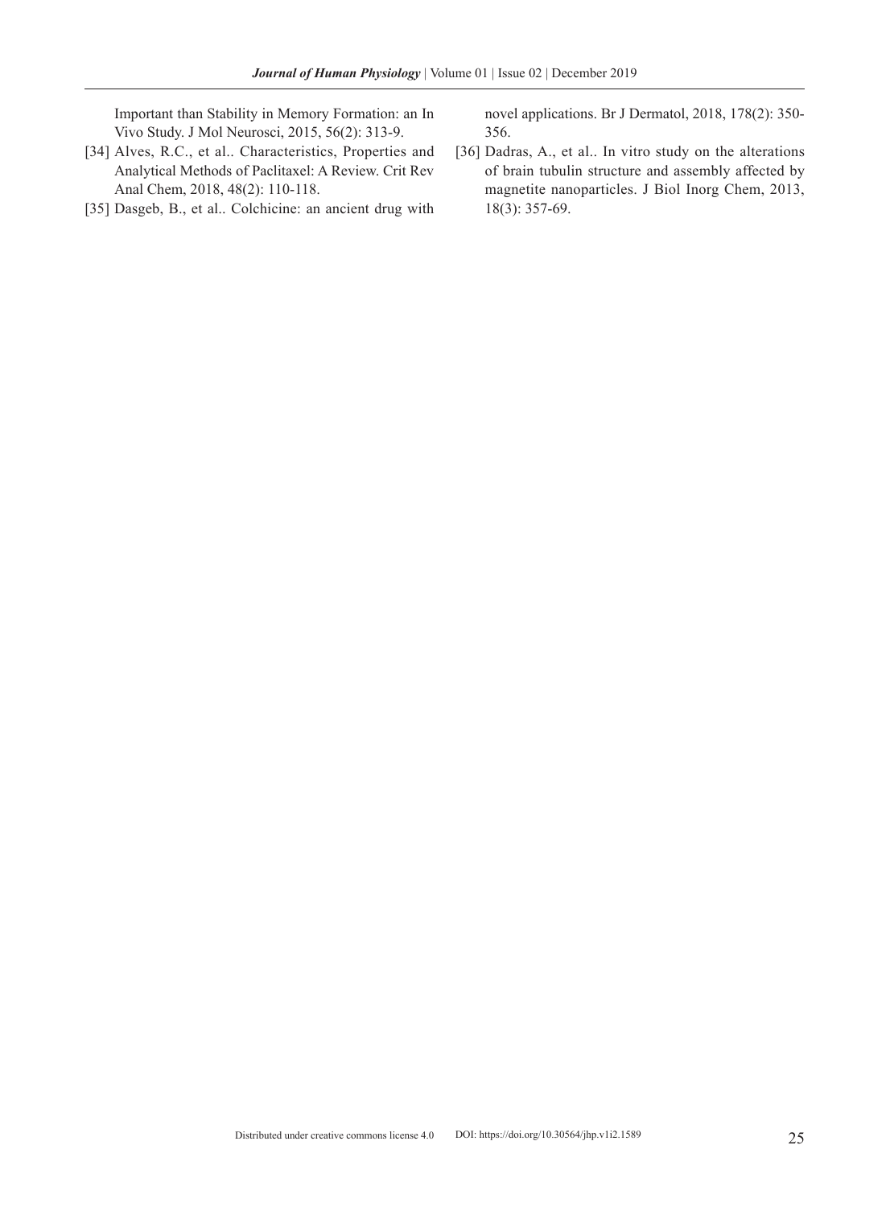Important than Stability in Memory Formation: an In Vivo Study. J Mol Neurosci, 2015, 56(2): 313-9.

[34] Alves, R.C., et al.. Characteristics, Properties and Analytical Methods of Paclitaxel: A Review. Crit Rev Anal Chem, 2018, 48(2): 110-118.

[35] Dasgeb, B., et al.. Colchicine: an ancient drug with novel applications. Br J Dermatol, 2018, 178(2): 350-356.

[36] Dadras, A., et al.. In vitro study on the alterations of brain tubulin structure and assembly affected by magnetite nanoparticles. J Biol Inorg Chem, 2013, 18(3): 357-69.